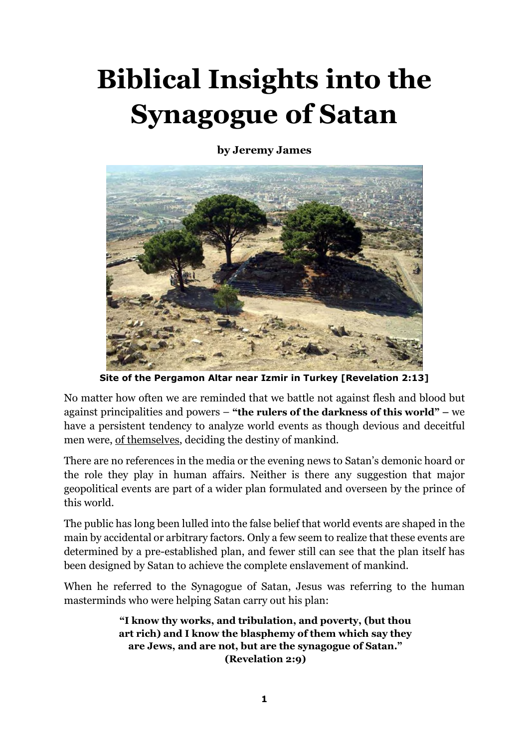# Biblical Insights into the Synagogue of Satan

**by Jeremy James**

**Site of the Pergamon Altar near Izmir in Turkey [Revelation 2:13]**

No matter how often we are reminded that we battle not against flesh and blood but against principalities and powers – **"the rulers of the darkness of this world" –** we have a persistent tendency to analyze world events as though devious and deceitful men were, of themselves, deciding the destiny of mankind.

There are no references in the media or the evening news to Satan's demonic hoard or the role they play in human affairs. Neither is there any suggestion that major geopolitical events are part of a wider plan formulated and overseen by the prince of this world.

The public has long been lulled into the false belief that world events are shaped in the main by accidental or arbitrary factors. Only a few seem to realize that these events are determined by a pre-established plan, and fewer still can see that the plan itself has been designed by Satan to achieve the complete enslavement of mankind.

When he referred to the Synagogue of Satan, Jesus was referring to the human masterminds who were helping Satan carry out his plan:

> **"I know thy works, and tribulation, and poverty, (but thou art rich) and I know the blasphemy of them which say they are Jews, and are not, but are the synagogue of Satan." (Revelation 2:9)**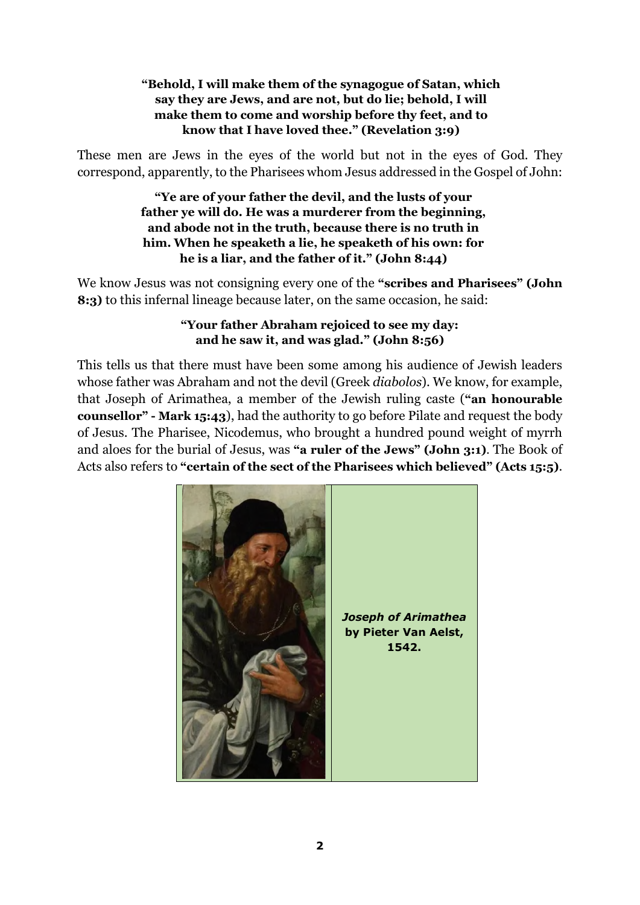**"Behold, I will make them of the synagogue of Satan, which say they are Jews, and are not, but do lie; behold, I will make them to come and worship before thy feet, and to know that I have loved thee." (Revelation 3:9)**

These men are Jews in the eyes of the world but not in the eyes of God. They correspond, apparently, to the Pharisees whom Jesus addressed in the Gospel of John:

**"Ye are of your father the devil, and the lusts of your father ye will do. He was a murderer from the beginning, and abode not in the truth, because there is no truth in him. When he speaketh a lie, he speaketh of his own: for he is a liar, and the father of it." (John 8:44)**

We know Jesus was not consigning every one of the **"scribes and Pharisees" (John 8:3)** to this infernal lineage because later, on the same occasion, he said:

**"Your father Abraham rejoiced to see my day: and he saw it, and was glad." (John 8:56)**

This tells us that there must have been some among his audience of Jewish leaders whose father was Abraham and not the devil (Greek *diabolos*). We know, for example, that Joseph of Arimathea, a member of the Jewish ruling caste (**"an honourable counsellor" - Mark 15:43**), had the authority to go before Pilate and request the body of Jesus. The Pharisee, Nicodemus, who brought a hundred pound weight of myrrh and aloes for the burial of Jesus, was **"a ruler of the Jews" (John 3:1)**. The Book of Acts also refers to **"certain of the sect of the Pharisees which believed" (Acts 15:5)**.

***Joseph of Arimathea* by Pieter Van Aelst, 1542.**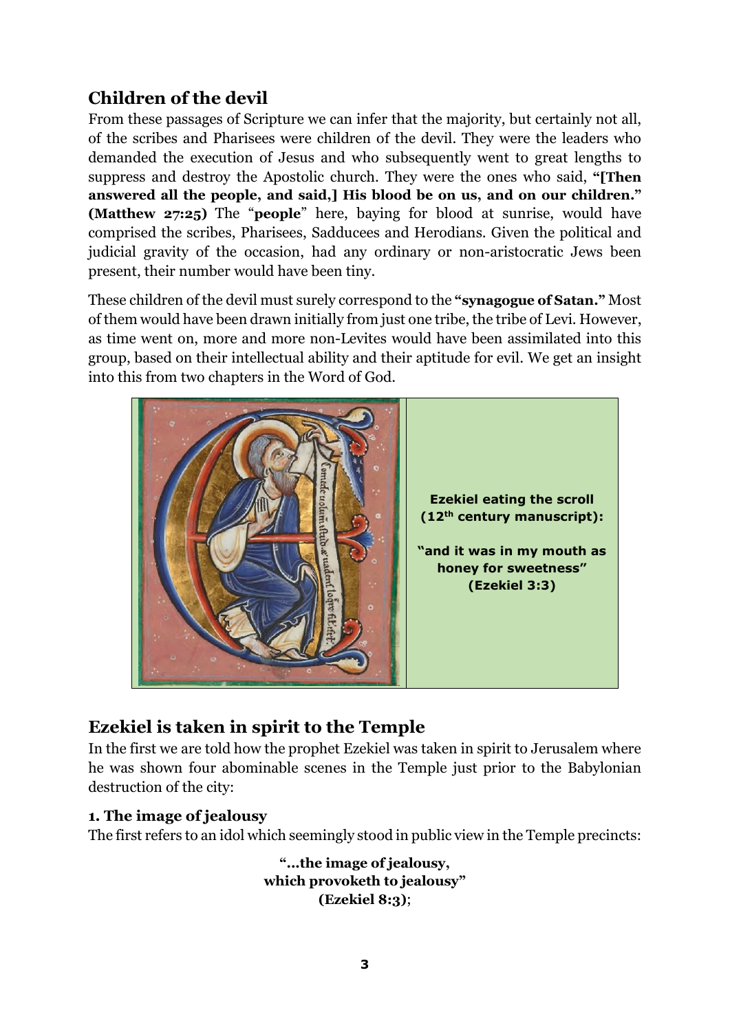## Children of the devil

From these passages of Scripture we can infer that the majority, but certainly not all, of the scribes and Pharisees were children of the devil. They were the leaders who demanded the execution of Jesus and who subsequently went to great lengths to suppress and destroy the Apostolic church. They were the ones who said, **"[Then answered all the people, and said,] His blood be on us, and on our children." (Matthew 27:25)** The "**people**" here, baying for blood at sunrise, would have comprised the scribes, Pharisees, Sadducees and Herodians. Given the political and judicial gravity of the occasion, had any ordinary or non-aristocratic Jews been present, their number would have been tiny.

These children of the devil must surely correspond to the **"synagogue of Satan."** Most of them would have been drawn initially from just one tribe, the tribe of Levi. However, as time went on, more and more non-Levites would have been assimilated into this group, based on their intellectual ability and their aptitude for evil. We get an insight into this from two chapters in the Word of God.

**Ezekiel eating the scroll (12th century manuscript):**

**"and it was in my mouth as honey for sweetness" (Ezekiel 3:3)**

## Ezekiel is taken in spirit to the Temple

In the first we are told how the prophet Ezekiel was taken in spirit to Jerusalem where he was shown four abominable scenes in the Temple just prior to the Babylonian destruction of the city:

### 1. The image of jealousy

The first refers to an idol which seemingly stood in public view in the Temple precincts:

**"...the image of jealousy,
which provoketh to jealousy"
(Ezekiel 8:3)**;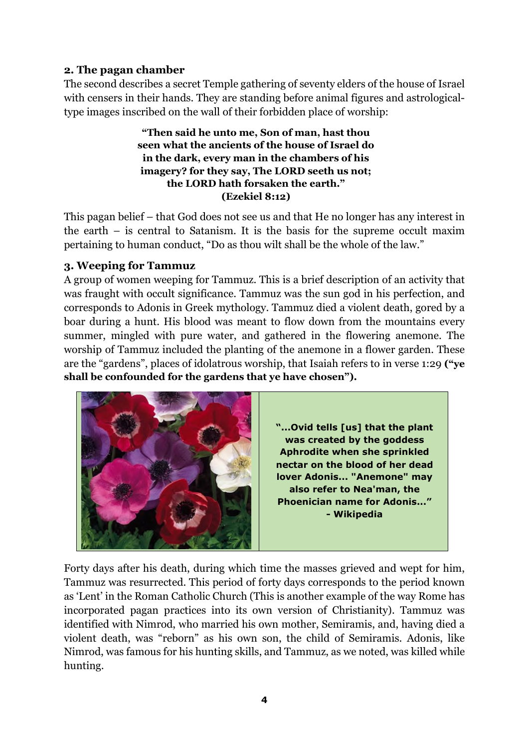**2. The pagan chamber**

The second describes a secret Temple gathering of seventy elders of the house of Israel with censers in their hands. They are standing before animal figures and astrological-type images inscribed on the wall of their forbidden place of worship:

> **"Then said he unto me, Son of man, hast thou seen what the ancients of the house of Israel do in the dark, every man in the chambers of his imagery? for they say, The LORD seeth us not; the LORD hath forsaken the earth." (Ezekiel 8:12)**

This pagan belief – that God does not see us and that He no longer has any interest in the earth – is central to Satanism. It is the basis for the supreme occult maxim pertaining to human conduct, "Do as thou wilt shall be the whole of the law."

**3. Weeping for Tammuz**

A group of women weeping for Tammuz. This is a brief description of an activity that was fraught with occult significance. Tammuz was the sun god in his perfection, and corresponds to Adonis in Greek mythology. Tammuz died a violent death, gored by a boar during a hunt. His blood was meant to flow down from the mountains every summer, mingled with pure water, and gathered in the flowering anemone. The worship of Tammuz included the planting of the anemone in a flower garden. These are the "gardens", places of idolatrous worship, that Isaiah refers to in verse 1:29 **("ye shall be confounded for the gardens that ye have chosen").**

**"...Ovid tells [us] that the plant was created by the goddess Aphrodite when she sprinkled nectar on the blood of her dead lover Adonis... "Anemone" may also refer to Nea'man, the Phoenician name for Adonis..." - Wikipedia**

Forty days after his death, during which time the masses grieved and wept for him, Tammuz was resurrected. This period of forty days corresponds to the period known as 'Lent' in the Roman Catholic Church (This is another example of the way Rome has incorporated pagan practices into its own version of Christianity). Tammuz was identified with Nimrod, who married his own mother, Semiramis, and, having died a violent death, was "reborn" as his own son, the child of Semiramis. Adonis, like Nimrod, was famous for his hunting skills, and Tammuz, as we noted, was killed while hunting.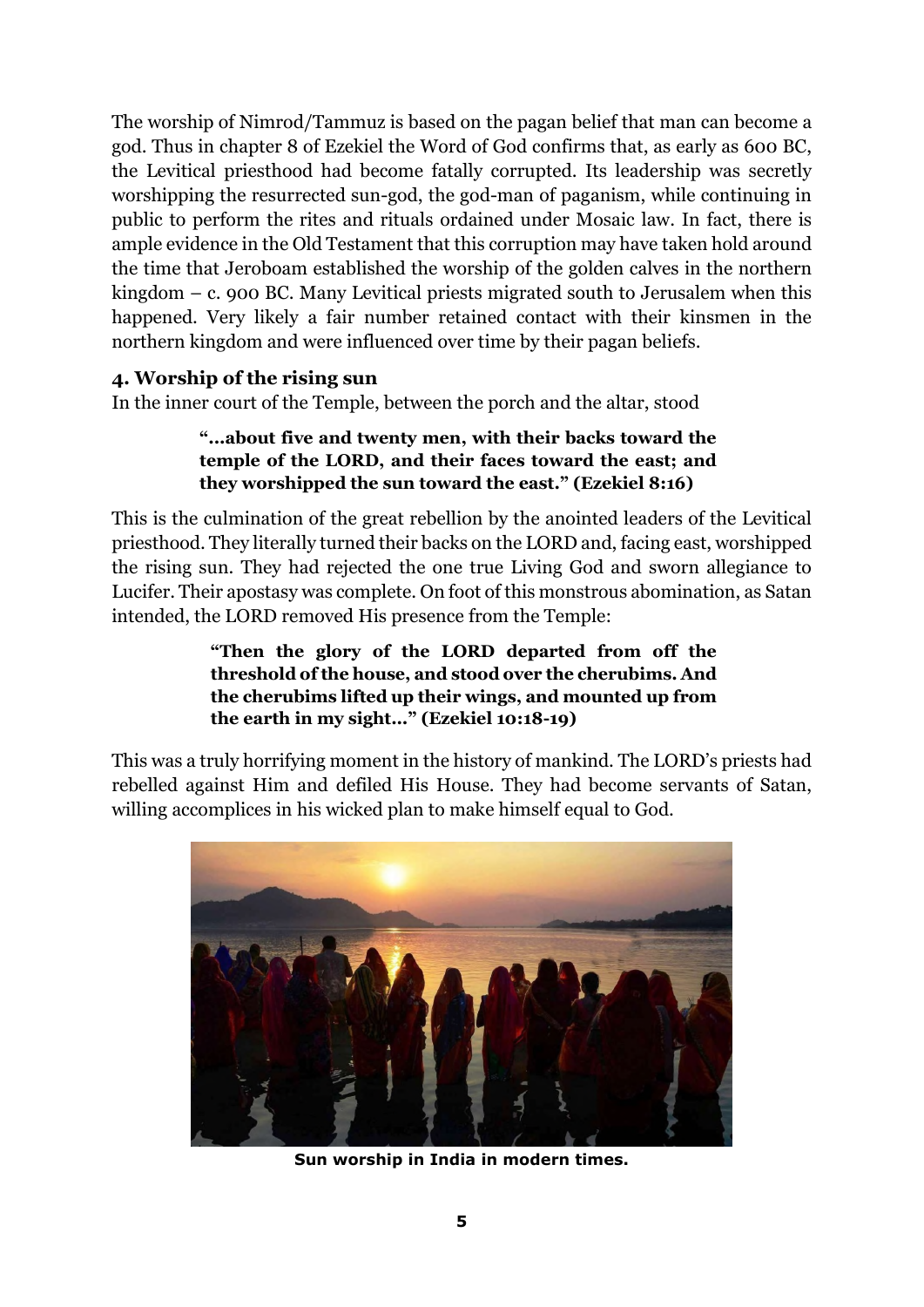The worship of Nimrod/Tammuz is based on the pagan belief that man can become a god. Thus in chapter 8 of Ezekiel the Word of God confirms that, as early as 600 BC, the Levitical priesthood had become fatally corrupted. Its leadership was secretly worshipping the resurrected sun-god, the god-man of paganism, while continuing in public to perform the rites and rituals ordained under Mosaic law. In fact, there is ample evidence in the Old Testament that this corruption may have taken hold around the time that Jeroboam established the worship of the golden calves in the northern kingdom – c. 900 BC. Many Levitical priests migrated south to Jerusalem when this happened. Very likely a fair number retained contact with their kinsmen in the northern kingdom and were influenced over time by their pagan beliefs.

#### 4. Worship of the rising sun

In the inner court of the Temple, between the porch and the altar, stood

> **"...about five and twenty men, with their backs toward the temple of the LORD, and their faces toward the east; and they worshipped the sun toward the east." (Ezekiel 8:16)**

This is the culmination of the great rebellion by the anointed leaders of the Levitical priesthood. They literally turned their backs on the LORD and, facing east, worshipped the rising sun. They had rejected the one true Living God and sworn allegiance to Lucifer. Their apostasy was complete. On foot of this monstrous abomination, as Satan intended, the LORD removed His presence from the Temple:

> **"Then the glory of the LORD departed from off the threshold of the house, and stood over the cherubims. And the cherubims lifted up their wings, and mounted up from the earth in my sight..." (Ezekiel 10:18-19)**

This was a truly horrifying moment in the history of mankind. The LORD's priests had rebelled against Him and defiled His House. They had become servants of Satan, willing accomplices in his wicked plan to make himself equal to God.

**Sun worship in India in modern times.**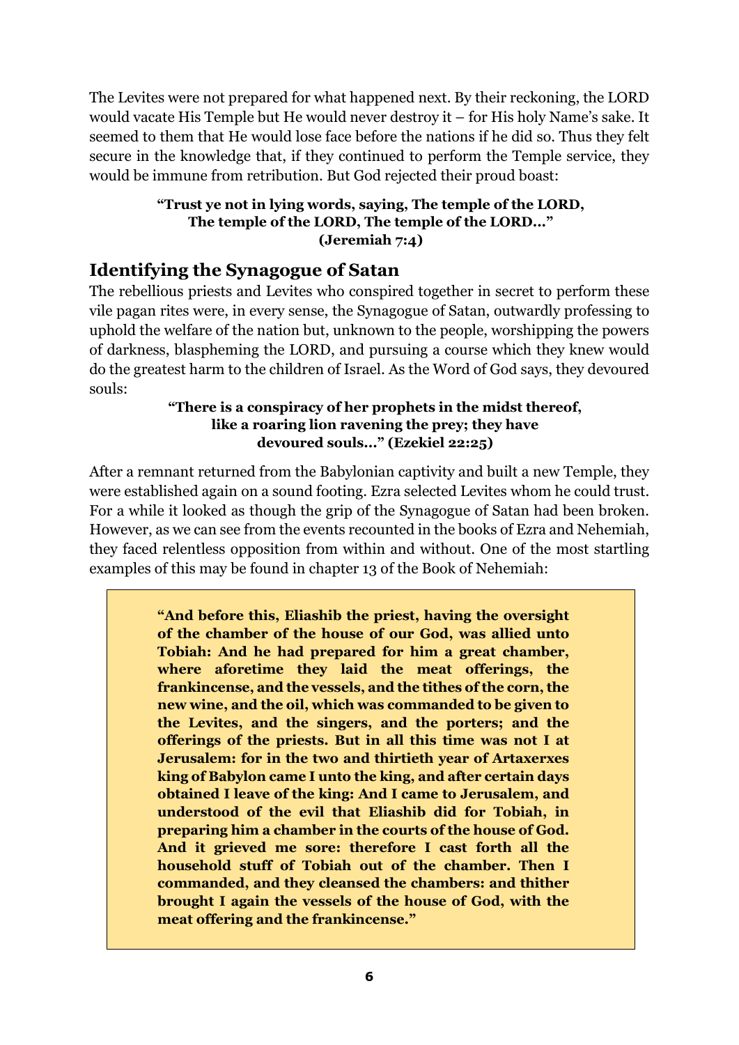The Levites were not prepared for what happened next. By their reckoning, the LORD would vacate His Temple but He would never destroy it – for His holy Name's sake. It seemed to them that He would lose face before the nations if he did so. Thus they felt secure in the knowledge that, if they continued to perform the Temple service, they would be immune from retribution. But God rejected their proud boast:

> **"Trust ye not in lying words, saying, The temple of the LORD, The temple of the LORD, The temple of the LORD..." (Jeremiah 7:4)**

## Identifying the Synagogue of Satan

The rebellious priests and Levites who conspired together in secret to perform these vile pagan rites were, in every sense, the Synagogue of Satan, outwardly professing to uphold the welfare of the nation but, unknown to the people, worshipping the powers of darkness, blaspheming the LORD, and pursuing a course which they knew would do the greatest harm to the children of Israel. As the Word of God says, they devoured souls:

> **"There is a conspiracy of her prophets in the midst thereof, like a roaring lion ravening the prey; they have devoured souls..." (Ezekiel 22:25)**

After a remnant returned from the Babylonian captivity and built a new Temple, they were established again on a sound footing. Ezra selected Levites whom he could trust. For a while it looked as though the grip of the Synagogue of Satan had been broken. However, as we can see from the events recounted in the books of Ezra and Nehemiah, they faced relentless opposition from within and without. One of the most startling examples of this may be found in chapter 13 of the Book of Nehemiah:

> **"And before this, Eliashib the priest, having the oversight of the chamber of the house of our God, was allied unto Tobiah: And he had prepared for him a great chamber, where aforetime they laid the meat offerings, the frankincense, and the vessels, and the tithes of the corn, the new wine, and the oil, which was commanded to be given to the Levites, and the singers, and the porters; and the offerings of the priests. But in all this time was not I at Jerusalem: for in the two and thirtieth year of Artaxerxes king of Babylon came I unto the king, and after certain days obtained I leave of the king: And I came to Jerusalem, and understood of the evil that Eliashib did for Tobiah, in preparing him a chamber in the courts of the house of God. And it grieved me sore: therefore I cast forth all the household stuff of Tobiah out of the chamber. Then I commanded, and they cleansed the chambers: and thither brought I again the vessels of the house of God, with the meat offering and the frankincense."**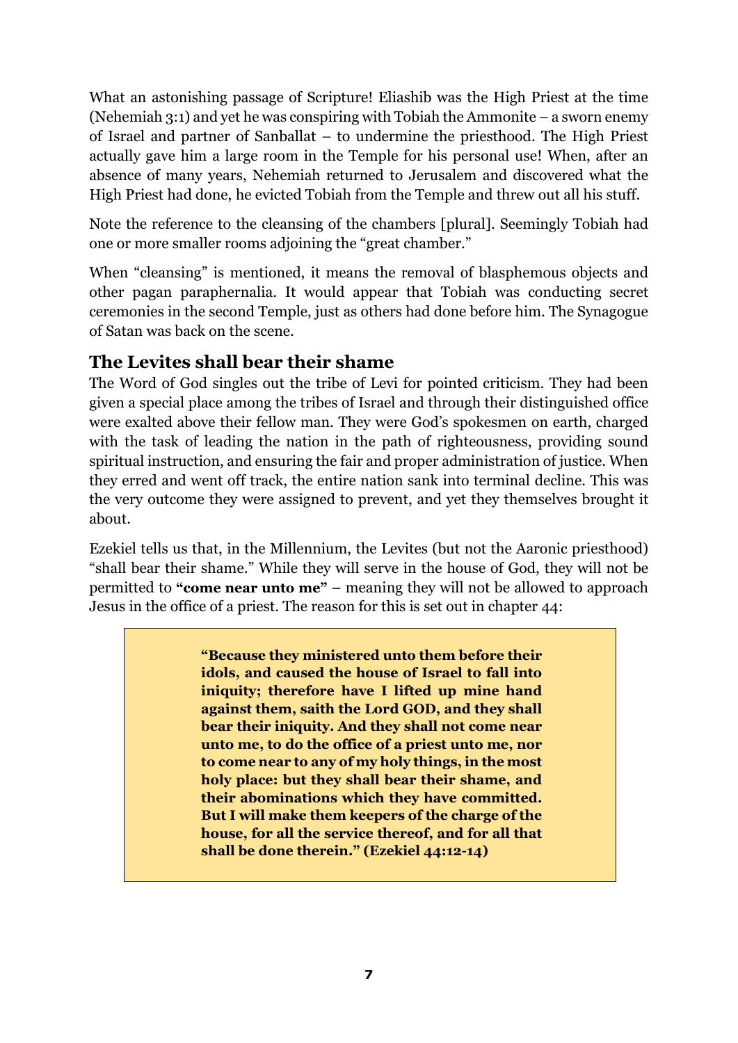What an astonishing passage of Scripture! Eliashib was the High Priest at the time (Nehemiah 3:1) and yet he was conspiring with Tobiah the Ammonite – a sworn enemy of Israel and partner of Sanballat – to undermine the priesthood. The High Priest actually gave him a large room in the Temple for his personal use! When, after an absence of many years, Nehemiah returned to Jerusalem and discovered what the High Priest had done, he evicted Tobiah from the Temple and threw out all his stuff.

Note the reference to the cleansing of the chambers [plural]. Seemingly Tobiah had one or more smaller rooms adjoining the "great chamber."

When "cleansing" is mentioned, it means the removal of blasphemous objects and other pagan paraphernalia. It would appear that Tobiah was conducting secret ceremonies in the second Temple, just as others had done before him. The Synagogue of Satan was back on the scene.

## The Levites shall bear their shame

The Word of God singles out the tribe of Levi for pointed criticism. They had been given a special place among the tribes of Israel and through their distinguished office were exalted above their fellow man. They were God's spokesmen on earth, charged with the task of leading the nation in the path of righteousness, providing sound spiritual instruction, and ensuring the fair and proper administration of justice. When they erred and went off track, the entire nation sank into terminal decline. This was the very outcome they were assigned to prevent, and yet they themselves brought it about.

Ezekiel tells us that, in the Millennium, the Levites (but not the Aaronic priesthood) "shall bear their shame." While they will serve in the house of God, they will not be permitted to **"come near unto me"** – meaning they will not be allowed to approach Jesus in the office of a priest. The reason for this is set out in chapter 44:

> **"Because they ministered unto them before their idols, and caused the house of Israel to fall into iniquity; therefore have I lifted up mine hand against them, saith the Lord GOD, and they shall bear their iniquity. And they shall not come near unto me, to do the office of a priest unto me, nor to come near to any of my holy things, in the most holy place: but they shall bear their shame, and their abominations which they have committed. But I will make them keepers of the charge of the house, for all the service thereof, and for all that shall be done therein." (Ezekiel 44:12-14)**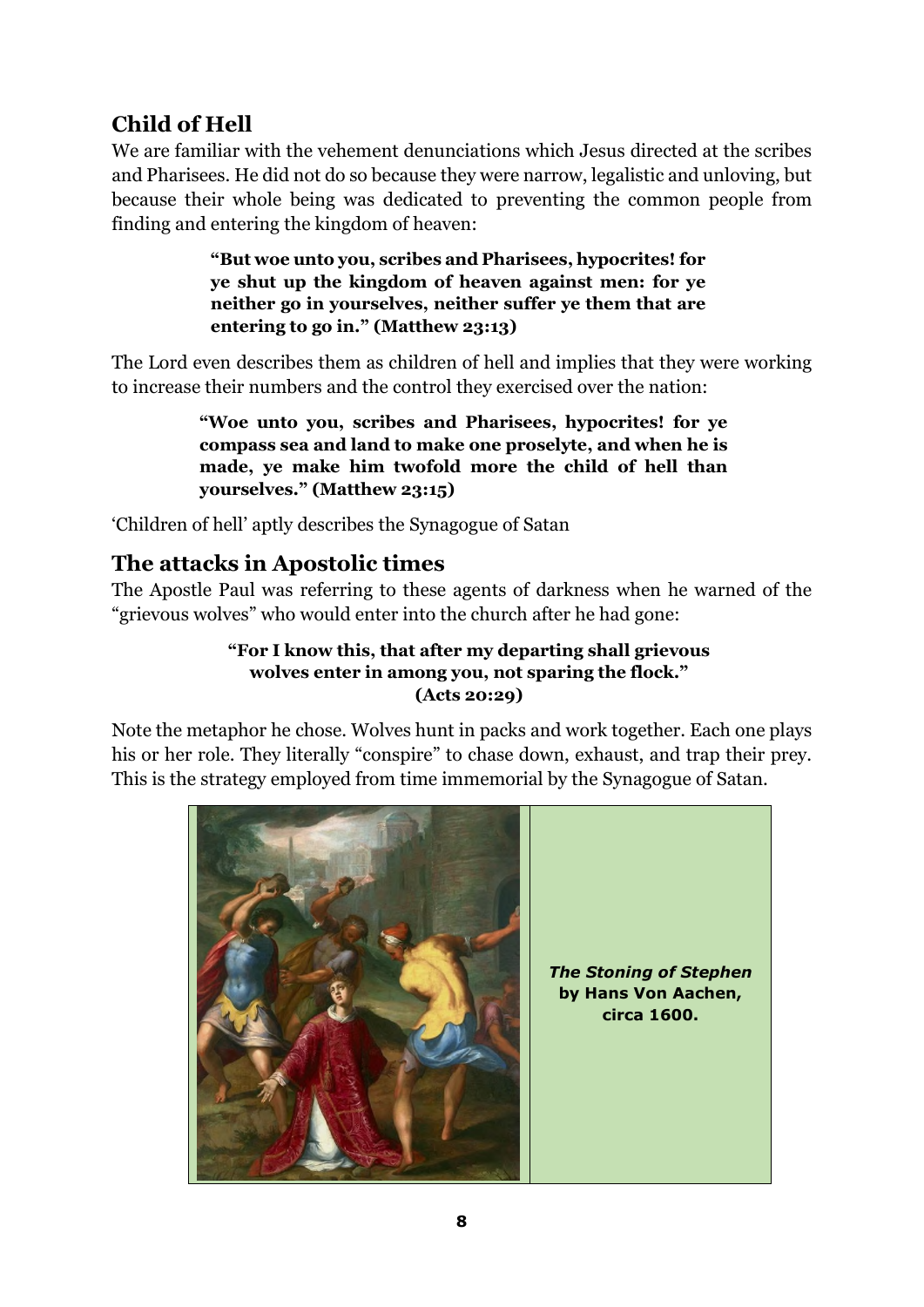## Child of Hell

We are familiar with the vehement denunciations which Jesus directed at the scribes and Pharisees. He did not do so because they were narrow, legalistic and unloving, but because their whole being was dedicated to preventing the common people from finding and entering the kingdom of heaven:

> **"But woe unto you, scribes and Pharisees, hypocrites! for ye shut up the kingdom of heaven against men: for ye neither go in yourselves, neither suffer ye them that are entering to go in." (Matthew 23:13)**

The Lord even describes them as children of hell and implies that they were working to increase their numbers and the control they exercised over the nation:

> **"Woe unto you, scribes and Pharisees, hypocrites! for ye compass sea and land to make one proselyte, and when he is made, ye make him twofold more the child of hell than yourselves." (Matthew 23:15)**

'Children of hell' aptly describes the Synagogue of Satan

## The attacks in Apostolic times

The Apostle Paul was referring to these agents of darkness when he warned of the "grievous wolves" who would enter into the church after he had gone:

> **"For I know this, that after my departing shall grievous wolves enter in among you, not sparing the flock." (Acts 20:29)**

Note the metaphor he chose. Wolves hunt in packs and work together. Each one plays his or her role. They literally "conspire" to chase down, exhaust, and trap their prey. This is the strategy employed from time immemorial by the Synagogue of Satan.

***The Stoning of Stephen*** **by Hans Von Aachen, circa 1600.**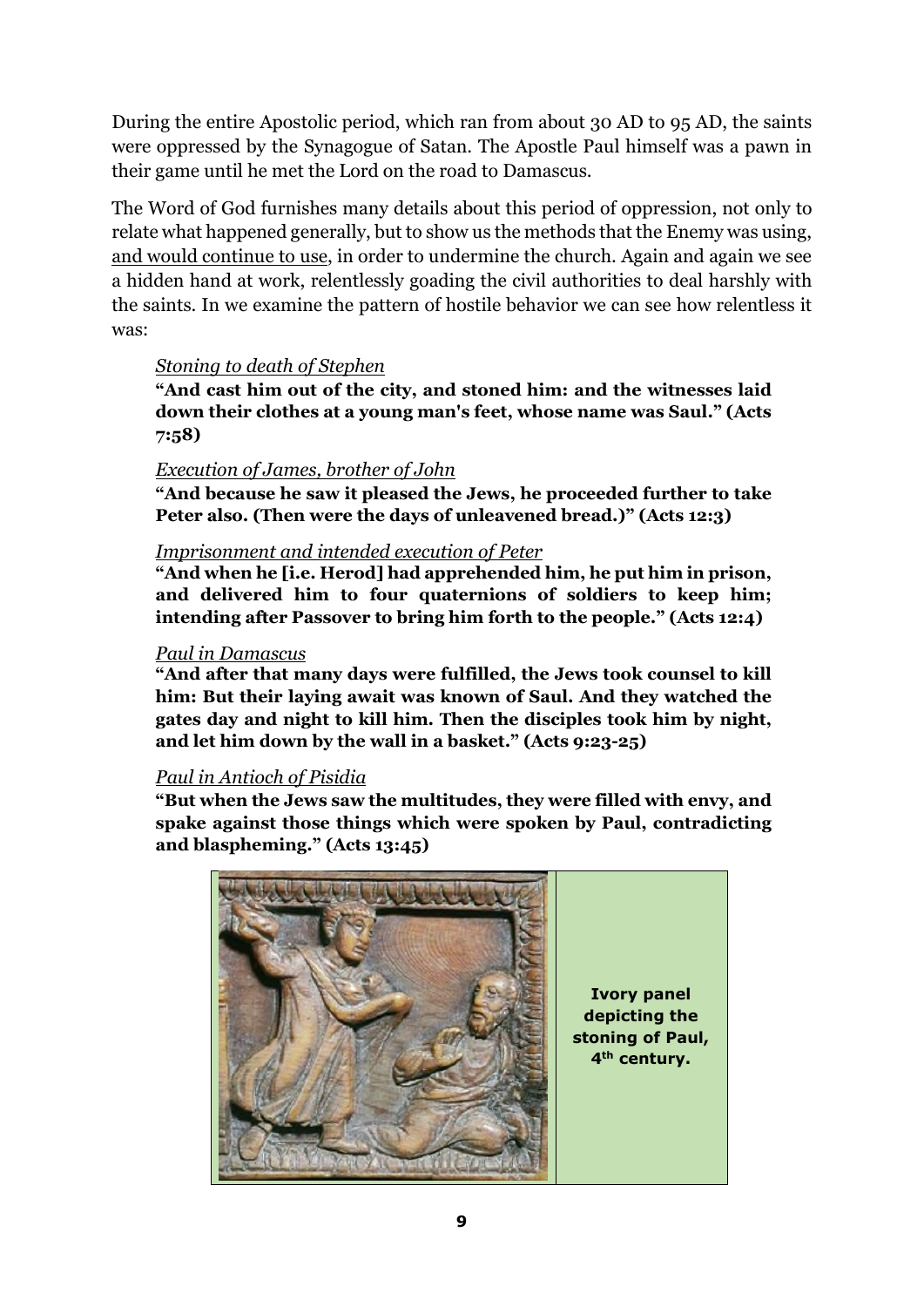During the entire Apostolic period, which ran from about 30 AD to 95 AD, the saints were oppressed by the Synagogue of Satan. The Apostle Paul himself was a pawn in their game until he met the Lord on the road to Damascus.

The Word of God furnishes many details about this period of oppression, not only to relate what happened generally, but to show us the methods that the Enemy was using, <u>and would continue to use</u>, in order to undermine the church. Again and again we see a hidden hand at work, relentlessly goading the civil authorities to deal harshly with the saints. In we examine the pattern of hostile behavior we can see how relentless it was:

> *<u>Stoning to death of Stephen</u>*
> **"And cast him out of the city, and stoned him: and the witnesses laid down their clothes at a young man's feet, whose name was Saul." (Acts 7:58)**
>
> *<u>Execution of James, brother of John</u>*
> **"And because he saw it pleased the Jews, he proceeded further to take Peter also. (Then were the days of unleavened bread.)" (Acts 12:3)**
>
> *<u>Imprisonment and intended execution of Peter</u>*
> **"And when he [i.e. Herod] had apprehended him, he put him in prison, and delivered him to four quaternions of soldiers to keep him; intending after Passover to bring him forth to the people." (Acts 12:4)**
>
> *<u>Paul in Damascus</u>*
> **"And after that many days were fulfilled, the Jews took counsel to kill him: But their laying await was known of Saul. And they watched the gates day and night to kill him. Then the disciples took him by night, and let him down by the wall in a basket." (Acts 9:23-25)**
>
> *<u>Paul in Antioch of Pisidia</u>*
> **"But when the Jews saw the multitudes, they were filled with envy, and spake against those things which were spoken by Paul, contradicting and blaspheming." (Acts 13:45)**

**Ivory panel depicting the stoning of Paul, 4th century.**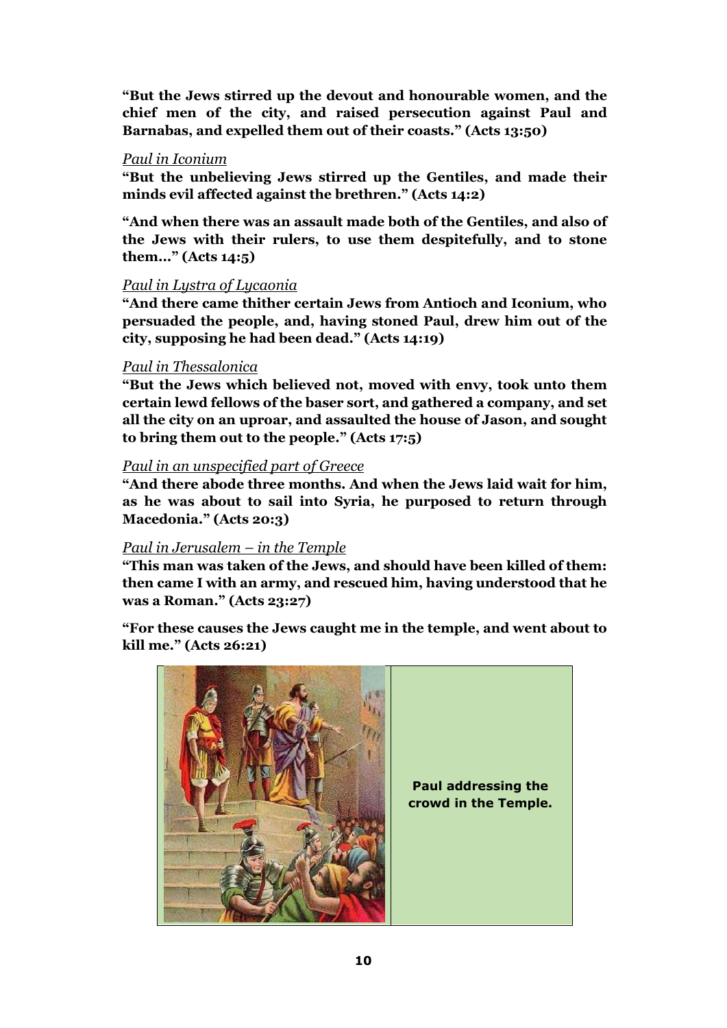**"But the Jews stirred up the devout and honourable women, and the chief men of the city, and raised persecution against Paul and Barnabas, and expelled them out of their coasts." (Acts 13:50)**

*Paul in Iconium*

**"But the unbelieving Jews stirred up the Gentiles, and made their minds evil affected against the brethren." (Acts 14:2)**

**"And when there was an assault made both of the Gentiles, and also of the Jews with their rulers, to use them despitefully, and to stone them…" (Acts 14:5)**

*Paul in Lystra of Lycaonia*

**"And there came thither certain Jews from Antioch and Iconium, who persuaded the people, and, having stoned Paul, drew him out of the city, supposing he had been dead." (Acts 14:19)**

*Paul in Thessalonica*

**"But the Jews which believed not, moved with envy, took unto them certain lewd fellows of the baser sort, and gathered a company, and set all the city on an uproar, and assaulted the house of Jason, and sought to bring them out to the people." (Acts 17:5)**

*Paul in an unspecified part of Greece*

**"And there abode three months. And when the Jews laid wait for him, as he was about to sail into Syria, he purposed to return through Macedonia." (Acts 20:3)**

*Paul in Jerusalem – in the Temple*

**"This man was taken of the Jews, and should have been killed of them: then came I with an army, and rescued him, having understood that he was a Roman." (Acts 23:27)**

**"For these causes the Jews caught me in the temple, and went about to kill me." (Acts 26:21)**

**Paul addressing the crowd in the Temple.**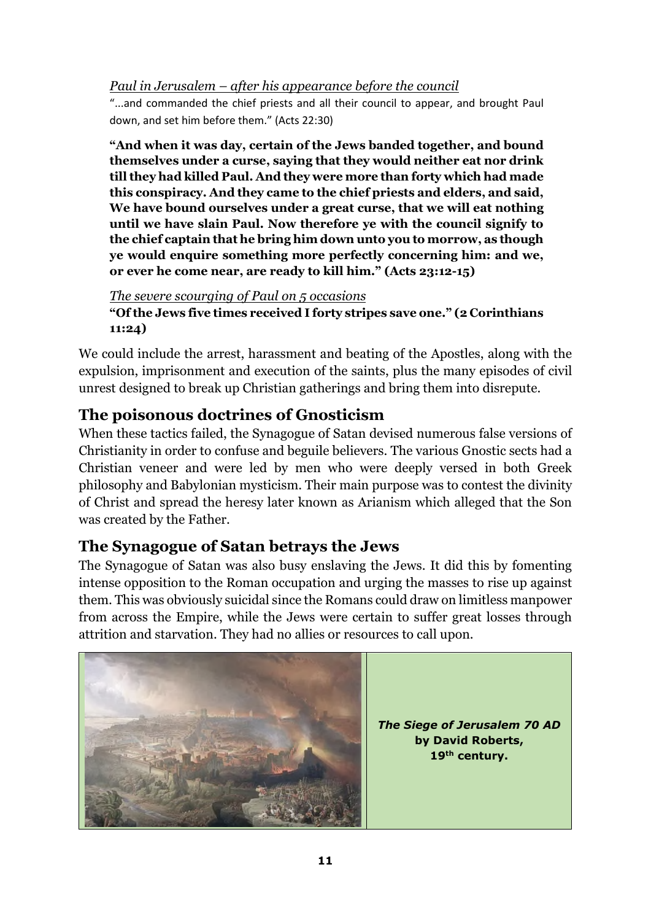*Paul in Jerusalem – after his appearance before the council*

"...and commanded the chief priests and all their council to appear, and brought Paul down, and set him before them." (Acts 22:30)

**"And when it was day, certain of the Jews banded together, and bound themselves under a curse, saying that they would neither eat nor drink till they had killed Paul. And they were more than forty which had made this conspiracy. And they came to the chief priests and elders, and said, We have bound ourselves under a great curse, that we will eat nothing until we have slain Paul. Now therefore ye with the council signify to the chief captain that he bring him down unto you to morrow, as though ye would enquire something more perfectly concerning him: and we, or ever he come near, are ready to kill him." (Acts 23:12-15)**

*The severe scourging of Paul on 5 occasions*

**"Of the Jews five times received I forty stripes save one." (2 Corinthians 11:24)**

We could include the arrest, harassment and beating of the Apostles, along with the expulsion, imprisonment and execution of the saints, plus the many episodes of civil unrest designed to break up Christian gatherings and bring them into disrepute.

## The poisonous doctrines of Gnosticism

When these tactics failed, the Synagogue of Satan devised numerous false versions of Christianity in order to confuse and beguile believers. The various Gnostic sects had a Christian veneer and were led by men who were deeply versed in both Greek philosophy and Babylonian mysticism. Their main purpose was to contest the divinity of Christ and spread the heresy later known as Arianism which alleged that the Son was created by the Father.

## The Synagogue of Satan betrays the Jews

The Synagogue of Satan was also busy enslaving the Jews. It did this by fomenting intense opposition to the Roman occupation and urging the masses to rise up against them. This was obviously suicidal since the Romans could draw on limitless manpower from across the Empire, while the Jews were certain to suffer great losses through attrition and starvation. They had no allies or resources to call upon.

***The Siege of Jerusalem 70 AD***
**by David Roberts, 19th century.**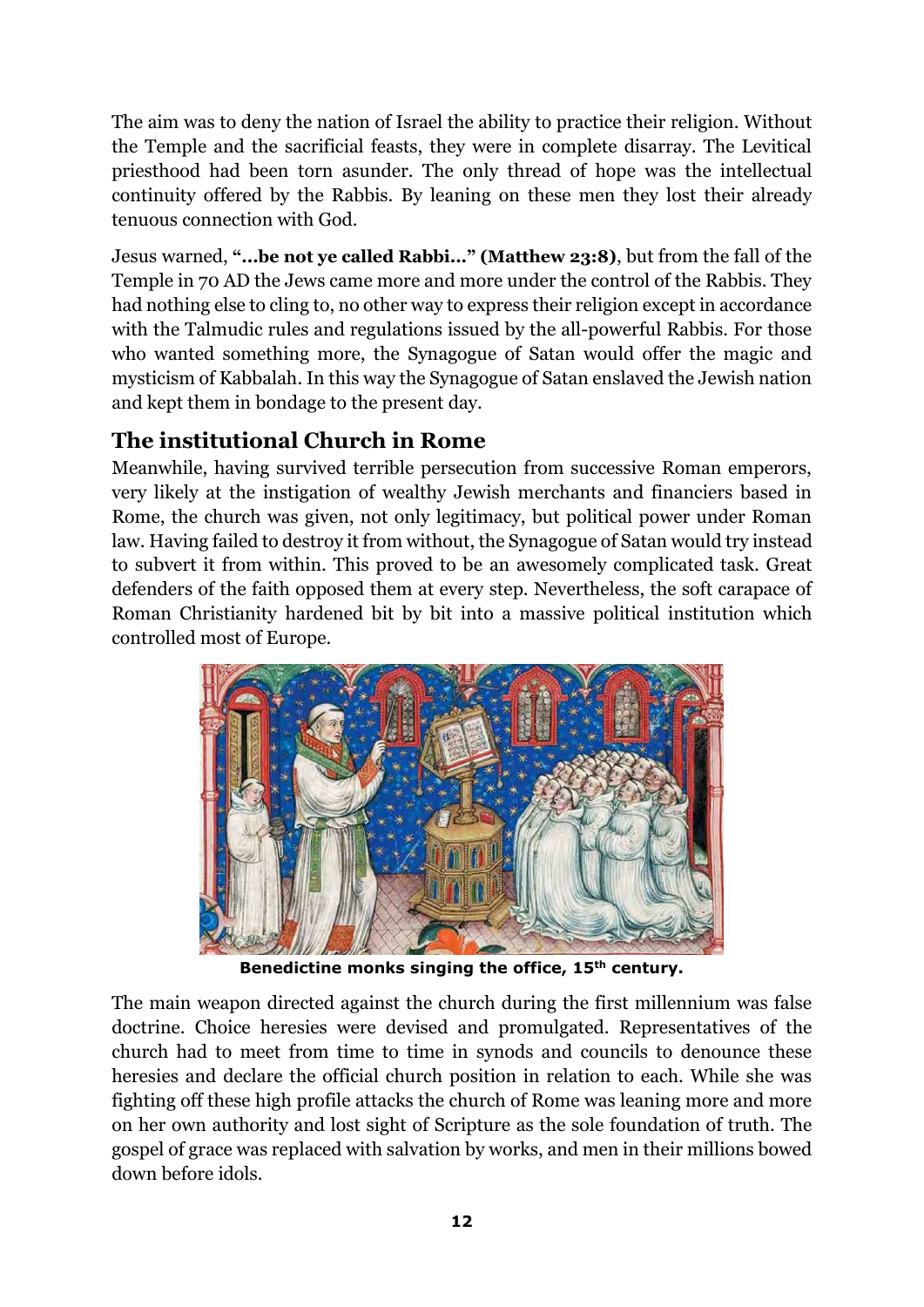The aim was to deny the nation of Israel the ability to practice their religion. Without the Temple and the sacrificial feasts, they were in complete disarray. The Levitical priesthood had been torn asunder. The only thread of hope was the intellectual continuity offered by the Rabbis. By leaning on these men they lost their already tenuous connection with God.

Jesus warned, **"…be not ye called Rabbi…" (Matthew 23:8)**, but from the fall of the Temple in 70 AD the Jews came more and more under the control of the Rabbis. They had nothing else to cling to, no other way to express their religion except in accordance with the Talmudic rules and regulations issued by the all-powerful Rabbis. For those who wanted something more, the Synagogue of Satan would offer the magic and mysticism of Kabbalah. In this way the Synagogue of Satan enslaved the Jewish nation and kept them in bondage to the present day.

## The institutional Church in Rome

Meanwhile, having survived terrible persecution from successive Roman emperors, very likely at the instigation of wealthy Jewish merchants and financiers based in Rome, the church was given, not only legitimacy, but political power under Roman law. Having failed to destroy it from without, the Synagogue of Satan would try instead to subvert it from within. This proved to be an awesomely complicated task. Great defenders of the faith opposed them at every step. Nevertheless, the soft carapace of Roman Christianity hardened bit by bit into a massive political institution which controlled most of Europe.

**Benedictine monks singing the office, 15th century.**

The main weapon directed against the church during the first millennium was false doctrine. Choice heresies were devised and promulgated. Representatives of the church had to meet from time to time in synods and councils to denounce these heresies and declare the official church position in relation to each. While she was fighting off these high profile attacks the church of Rome was leaning more and more on her own authority and lost sight of Scripture as the sole foundation of truth. The gospel of grace was replaced with salvation by works, and men in their millions bowed down before idols.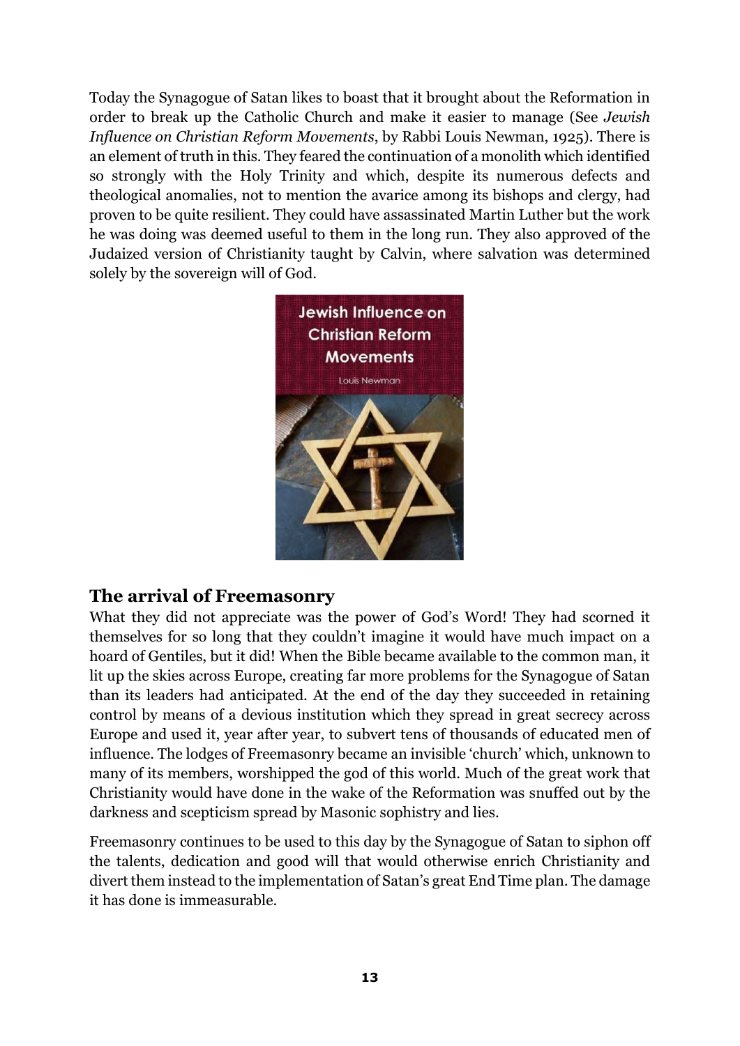Today the Synagogue of Satan likes to boast that it brought about the Reformation in order to break up the Catholic Church and make it easier to manage (See *Jewish Influence on Christian Reform Movements*, by Rabbi Louis Newman, 1925). There is an element of truth in this. They feared the continuation of a monolith which identified so strongly with the Holy Trinity and which, despite its numerous defects and theological anomalies, not to mention the avarice among its bishops and clergy, had proven to be quite resilient. They could have assassinated Martin Luther but the work he was doing was deemed useful to them in the long run. They also approved of the Judaized version of Christianity taught by Calvin, where salvation was determined solely by the sovereign will of God.

## The arrival of Freemasonry

What they did not appreciate was the power of God's Word! They had scorned it themselves for so long that they couldn't imagine it would have much impact on a hoard of Gentiles, but it did! When the Bible became available to the common man, it lit up the skies across Europe, creating far more problems for the Synagogue of Satan than its leaders had anticipated. At the end of the day they succeeded in retaining control by means of a devious institution which they spread in great secrecy across Europe and used it, year after year, to subvert tens of thousands of educated men of influence. The lodges of Freemasonry became an invisible 'church' which, unknown to many of its members, worshipped the god of this world. Much of the great work that Christianity would have done in the wake of the Reformation was snuffed out by the darkness and scepticism spread by Masonic sophistry and lies.

Freemasonry continues to be used to this day by the Synagogue of Satan to siphon off the talents, dedication and good will that would otherwise enrich Christianity and divert them instead to the implementation of Satan's great End Time plan. The damage it has done is immeasurable.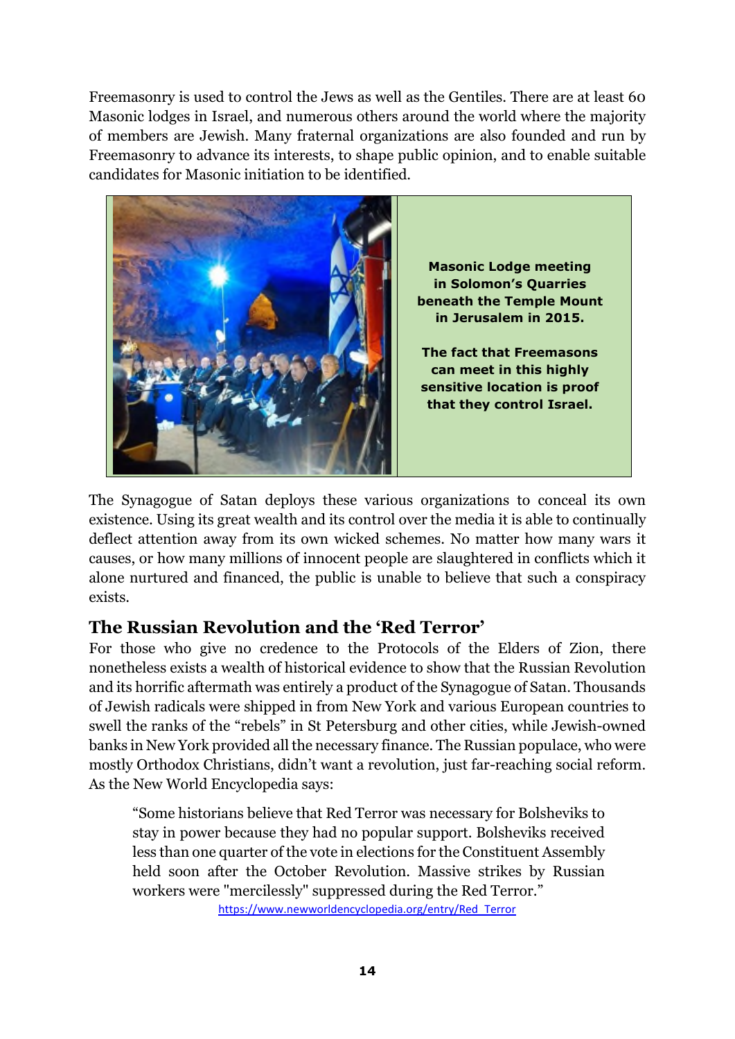Freemasonry is used to control the Jews as well as the Gentiles. There are at least 60 Masonic lodges in Israel, and numerous others around the world where the majority of members are Jewish. Many fraternal organizations are also founded and run by Freemasonry to advance its interests, to shape public opinion, and to enable suitable candidates for Masonic initiation to be identified.

**Masonic Lodge meeting in Solomon's Quarries beneath the Temple Mount in Jerusalem in 2015.**

**The fact that Freemasons can meet in this highly sensitive location is proof that they control Israel.**

The Synagogue of Satan deploys these various organizations to conceal its own existence. Using its great wealth and its control over the media it is able to continually deflect attention away from its own wicked schemes. No matter how many wars it causes, or how many millions of innocent people are slaughtered in conflicts which it alone nurtured and financed, the public is unable to believe that such a conspiracy exists.

## The Russian Revolution and the 'Red Terror'

For those who give no credence to the Protocols of the Elders of Zion, there nonetheless exists a wealth of historical evidence to show that the Russian Revolution and its horrific aftermath was entirely a product of the Synagogue of Satan. Thousands of Jewish radicals were shipped in from New York and various European countries to swell the ranks of the "rebels" in St Petersburg and other cities, while Jewish-owned banks in New York provided all the necessary finance. The Russian populace, who were mostly Orthodox Christians, didn't want a revolution, just far-reaching social reform. As the New World Encyclopedia says:

> "Some historians believe that Red Terror was necessary for Bolsheviks to stay in power because they had no popular support. Bolsheviks received less than one quarter of the vote in elections for the Constituent Assembly held soon after the October Revolution. Massive strikes by Russian workers were "mercilessly" suppressed during the Red Terror."
>
> https://www.newworldencyclopedia.org/entry/Red_Terror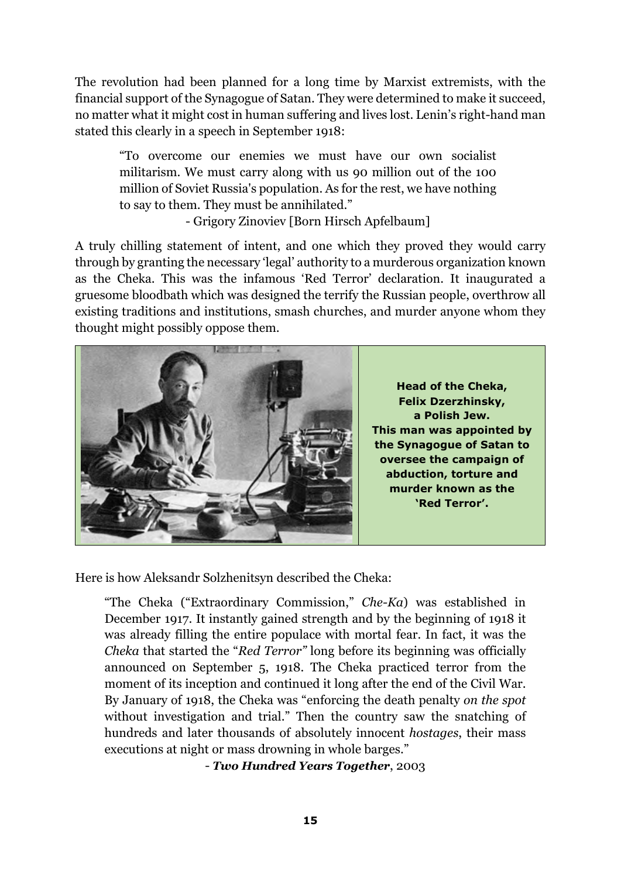The revolution had been planned for a long time by Marxist extremists, with the financial support of the Synagogue of Satan. They were determined to make it succeed, no matter what it might cost in human suffering and lives lost. Lenin's right-hand man stated this clearly in a speech in September 1918:

> "To overcome our enemies we must have our own socialist militarism. We must carry along with us 90 million out of the 100 million of Soviet Russia's population. As for the rest, we have nothing to say to them. They must be annihilated."
>
> - Grigory Zinoviev [Born Hirsch Apfelbaum]

A truly chilling statement of intent, and one which they proved they would carry through by granting the necessary 'legal' authority to a murderous organization known as the Cheka. This was the infamous 'Red Terror' declaration. It inaugurated a gruesome bloodbath which was designed the terrify the Russian people, overthrow all existing traditions and institutions, smash churches, and murder anyone whom they thought might possibly oppose them.

**Head of the Cheka, Felix Dzerzhinsky, a Polish Jew. This man was appointed by the Synagogue of Satan to oversee the campaign of abduction, torture and murder known as the 'Red Terror'.**

Here is how Aleksandr Solzhenitsyn described the Cheka:

> "The Cheka ("Extraordinary Commission," *Che-Ka*) was established in December 1917. It instantly gained strength and by the beginning of 1918 it was already filling the entire populace with mortal fear. In fact, it was the *Cheka* that started the "*Red Terror"* long before its beginning was officially announced on September 5, 1918. The Cheka practiced terror from the moment of its inception and continued it long after the end of the Civil War. By January of 1918, the Cheka was "enforcing the death penalty *on the spot* without investigation and trial." Then the country saw the snatching of hundreds and later thousands of absolutely innocent *hostages*, their mass executions at night or mass drowning in whole barges."
>
> - ***Two Hundred Years Together***, 2003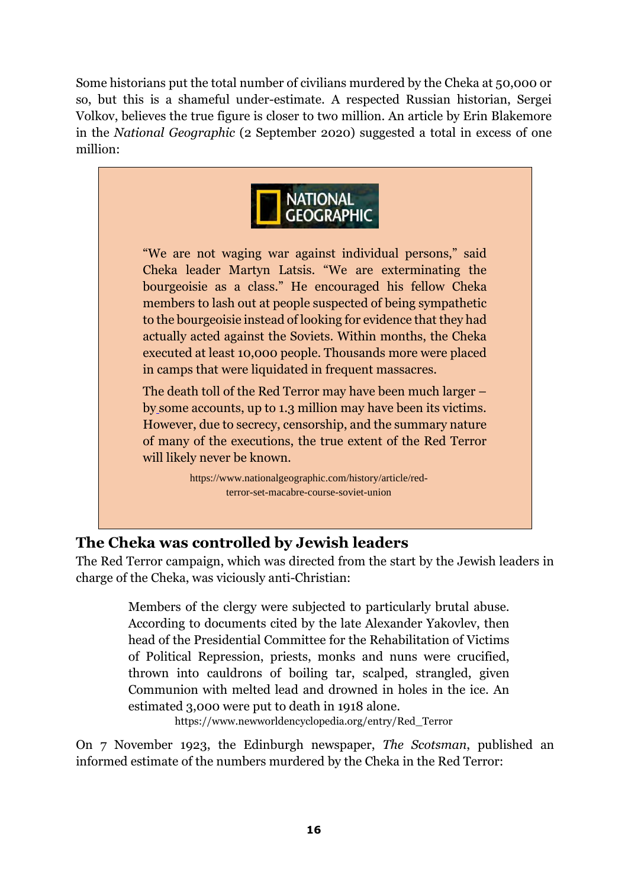Some historians put the total number of civilians murdered by the Cheka at 50,000 or so, but this is a shameful under-estimate. A respected Russian historian, Sergei Volkov, believes the true figure is closer to two million. An article by Erin Blakemore in the *National Geographic* (2 September 2020) suggested a total in excess of one million:

> NATIONAL GEOGRAPHIC
>
> "We are not waging war against individual persons," said Cheka leader Martyn Latsis. "We are exterminating the bourgeoisie as a class." He encouraged his fellow Cheka members to lash out at people suspected of being sympathetic to the bourgeoisie instead of looking for evidence that they had actually acted against the Soviets. Within months, the Cheka executed at least 10,000 people. Thousands more were placed in camps that were liquidated in frequent massacres.
>
> The death toll of the Red Terror may have been much larger – by some accounts, up to 1.3 million may have been its victims. However, due to secrecy, censorship, and the summary nature of many of the executions, the true extent of the Red Terror will likely never be known.
>
> https://www.nationalgeographic.com/history/article/red-terror-set-macabre-course-soviet-union

## The Cheka was controlled by Jewish leaders

The Red Terror campaign, which was directed from the start by the Jewish leaders in charge of the Cheka, was viciously anti-Christian:

> Members of the clergy were subjected to particularly brutal abuse. According to documents cited by the late Alexander Yakovlev, then head of the Presidential Committee for the Rehabilitation of Victims of Political Repression, priests, monks and nuns were crucified, thrown into cauldrons of boiling tar, scalped, strangled, given Communion with melted lead and drowned in holes in the ice. An estimated 3,000 were put to death in 1918 alone.
>
> https://www.newworldencyclopedia.org/entry/Red_Terror

On 7 November 1923, the Edinburgh newspaper, *The Scotsman*, published an informed estimate of the numbers murdered by the Cheka in the Red Terror: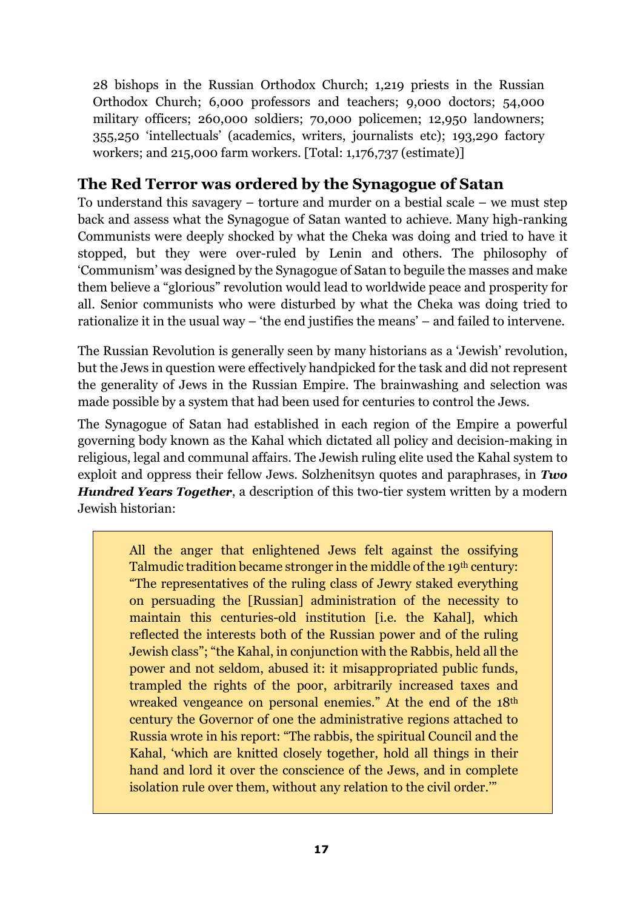28 bishops in the Russian Orthodox Church; 1,219 priests in the Russian Orthodox Church; 6,000 professors and teachers; 9,000 doctors; 54,000 military officers; 260,000 soldiers; 70,000 policemen; 12,950 landowners; 355,250 'intellectuals' (academics, writers, journalists etc); 193,290 factory workers; and 215,000 farm workers. [Total: 1,176,737 (estimate)]

## The Red Terror was ordered by the Synagogue of Satan

To understand this savagery – torture and murder on a bestial scale – we must step back and assess what the Synagogue of Satan wanted to achieve. Many high-ranking Communists were deeply shocked by what the Cheka was doing and tried to have it stopped, but they were over-ruled by Lenin and others. The philosophy of 'Communism' was designed by the Synagogue of Satan to beguile the masses and make them believe a "glorious" revolution would lead to worldwide peace and prosperity for all. Senior communists who were disturbed by what the Cheka was doing tried to rationalize it in the usual way – 'the end justifies the means' – and failed to intervene.

The Russian Revolution is generally seen by many historians as a 'Jewish' revolution, but the Jews in question were effectively handpicked for the task and did not represent the generality of Jews in the Russian Empire. The brainwashing and selection was made possible by a system that had been used for centuries to control the Jews.

The Synagogue of Satan had established in each region of the Empire a powerful governing body known as the Kahal which dictated all policy and decision-making in religious, legal and communal affairs. The Jewish ruling elite used the Kahal system to exploit and oppress their fellow Jews. Solzhenitsyn quotes and paraphrases, in ***Two Hundred Years Together***, a description of this two-tier system written by a modern Jewish historian:

> All the anger that enlightened Jews felt against the ossifying Talmudic tradition became stronger in the middle of the 19th century: "The representatives of the ruling class of Jewry staked everything on persuading the [Russian] administration of the necessity to maintain this centuries-old institution [i.e. the Kahal], which reflected the interests both of the Russian power and of the ruling Jewish class"; "the Kahal, in conjunction with the Rabbis, held all the power and not seldom, abused it: it misappropriated public funds, trampled the rights of the poor, arbitrarily increased taxes and wreaked vengeance on personal enemies." At the end of the 18th century the Governor of one the administrative regions attached to Russia wrote in his report: "The rabbis, the spiritual Council and the Kahal, 'which are knitted closely together, hold all things in their hand and lord it over the conscience of the Jews, and in complete isolation rule over them, without any relation to the civil order.'"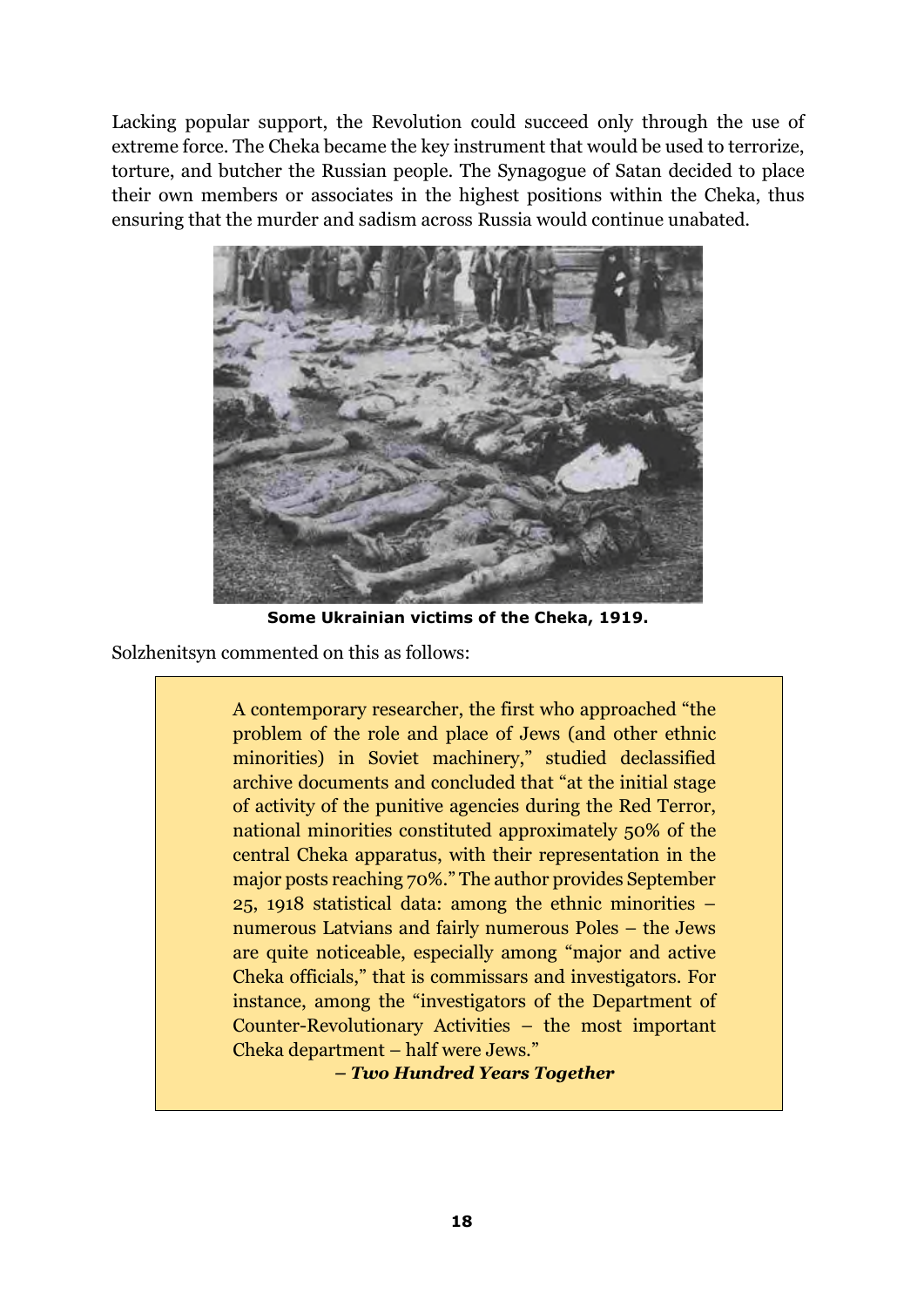Lacking popular support, the Revolution could succeed only through the use of extreme force. The Cheka became the key instrument that would be used to terrorize, torture, and butcher the Russian people. The Synagogue of Satan decided to place their own members or associates in the highest positions within the Cheka, thus ensuring that the murder and sadism across Russia would continue unabated.

**Some Ukrainian victims of the Cheka, 1919.**

Solzhenitsyn commented on this as follows:

> A contemporary researcher, the first who approached "the problem of the role and place of Jews (and other ethnic minorities) in Soviet machinery," studied declassified archive documents and concluded that "at the initial stage of activity of the punitive agencies during the Red Terror, national minorities constituted approximately 50% of the central Cheka apparatus, with their representation in the major posts reaching 70%." The author provides September 25, 1918 statistical data: among the ethnic minorities – numerous Latvians and fairly numerous Poles – the Jews are quite noticeable, especially among "major and active Cheka officials," that is commissars and investigators. For instance, among the "investigators of the Department of Counter-Revolutionary Activities – the most important Cheka department – half were Jews."
>
> ***– Two Hundred Years Together***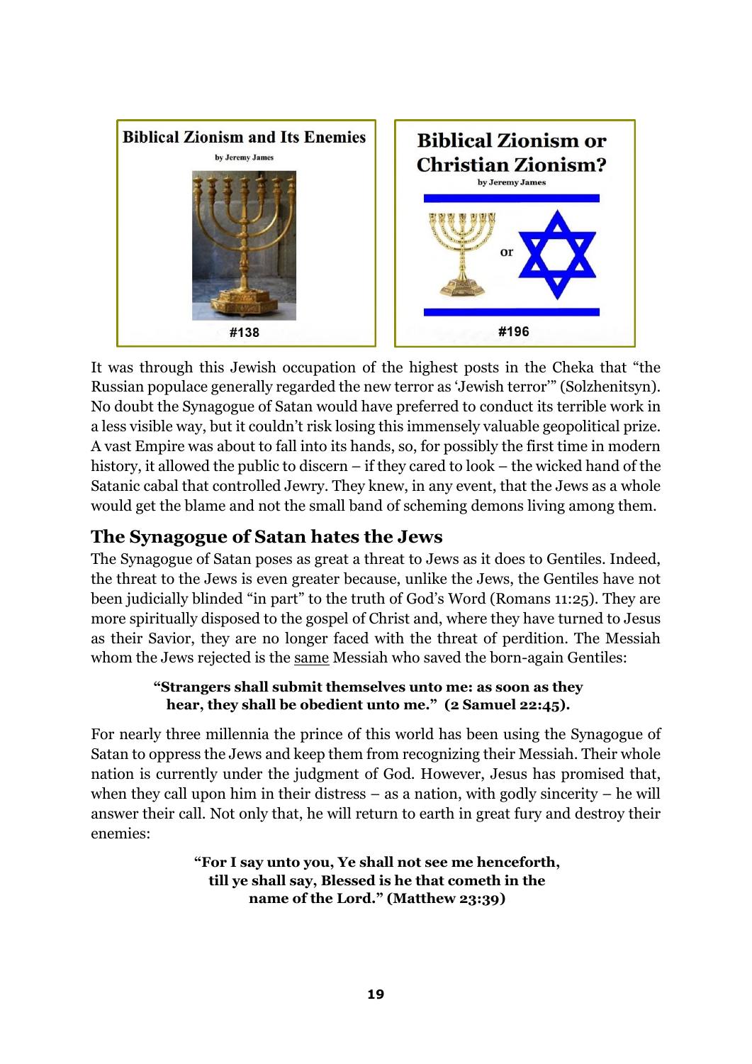**Biblical Zionism and Its Enemies**
by Jeremy James
#138

**Biblical Zionism or Christian Zionism?**
by Jeremy James
or
#196

It was through this Jewish occupation of the highest posts in the Cheka that "the Russian populace generally regarded the new terror as 'Jewish terror'" (Solzhenitsyn). No doubt the Synagogue of Satan would have preferred to conduct its terrible work in a less visible way, but it couldn't risk losing this immensely valuable geopolitical prize. A vast Empire was about to fall into its hands, so, for possibly the first time in modern history, it allowed the public to discern – if they cared to look – the wicked hand of the Satanic cabal that controlled Jewry. They knew, in any event, that the Jews as a whole would get the blame and not the small band of scheming demons living among them.

## The Synagogue of Satan hates the Jews

The Synagogue of Satan poses as great a threat to Jews as it does to Gentiles. Indeed, the threat to the Jews is even greater because, unlike the Jews, the Gentiles have not been judicially blinded "in part" to the truth of God's Word (Romans 11:25). They are more spiritually disposed to the gospel of Christ and, where they have turned to Jesus as their Savior, they are no longer faced with the threat of perdition. The Messiah whom the Jews rejected is the same Messiah who saved the born-again Gentiles:

> **"Strangers shall submit themselves unto me: as soon as they hear, they shall be obedient unto me." (2 Samuel 22:45).**

For nearly three millennia the prince of this world has been using the Synagogue of Satan to oppress the Jews and keep them from recognizing their Messiah. Their whole nation is currently under the judgment of God. However, Jesus has promised that, when they call upon him in their distress – as a nation, with godly sincerity – he will answer their call. Not only that, he will return to earth in great fury and destroy their enemies:

> **"For I say unto you, Ye shall not see me henceforth, till ye shall say, Blessed is he that cometh in the name of the Lord." (Matthew 23:39)**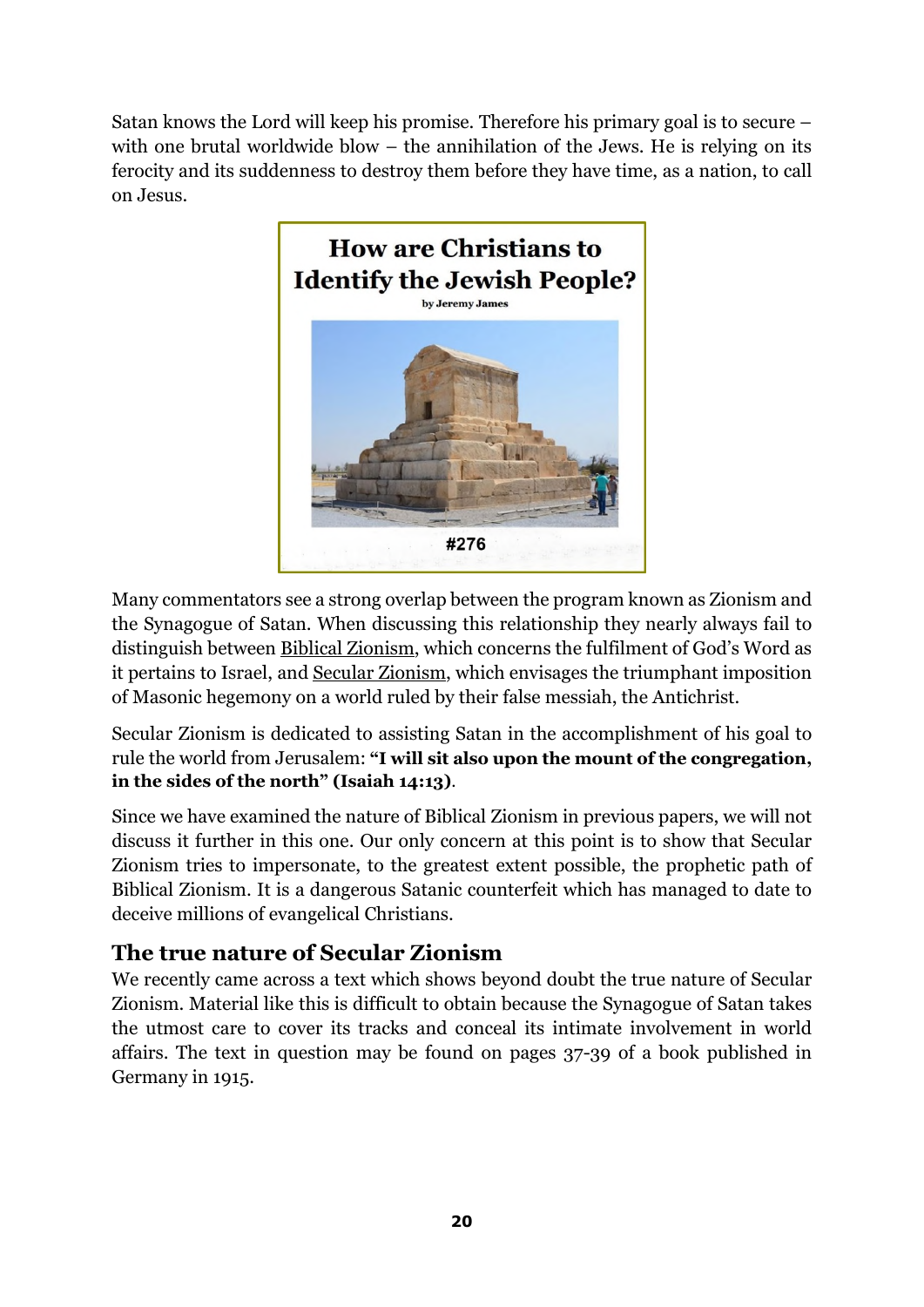Satan knows the Lord will keep his promise. Therefore his primary goal is to secure – with one brutal worldwide blow – the annihilation of the Jews. He is relying on its ferocity and its suddenness to destroy them before they have time, as a nation, to call on Jesus.

**How are Christians to Identify the Jewish People?**

by Jeremy James

#276

Many commentators see a strong overlap between the program known as Zionism and the Synagogue of Satan. When discussing this relationship they nearly always fail to distinguish between Biblical Zionism, which concerns the fulfilment of God's Word as it pertains to Israel, and Secular Zionism, which envisages the triumphant imposition of Masonic hegemony on a world ruled by their false messiah, the Antichrist.

Secular Zionism is dedicated to assisting Satan in the accomplishment of his goal to rule the world from Jerusalem: **"I will sit also upon the mount of the congregation, in the sides of the north" (Isaiah 14:13)**.

Since we have examined the nature of Biblical Zionism in previous papers, we will not discuss it further in this one. Our only concern at this point is to show that Secular Zionism tries to impersonate, to the greatest extent possible, the prophetic path of Biblical Zionism. It is a dangerous Satanic counterfeit which has managed to date to deceive millions of evangelical Christians.

## The true nature of Secular Zionism

We recently came across a text which shows beyond doubt the true nature of Secular Zionism. Material like this is difficult to obtain because the Synagogue of Satan takes the utmost care to cover its tracks and conceal its intimate involvement in world affairs. The text in question may be found on pages 37-39 of a book published in Germany in 1915.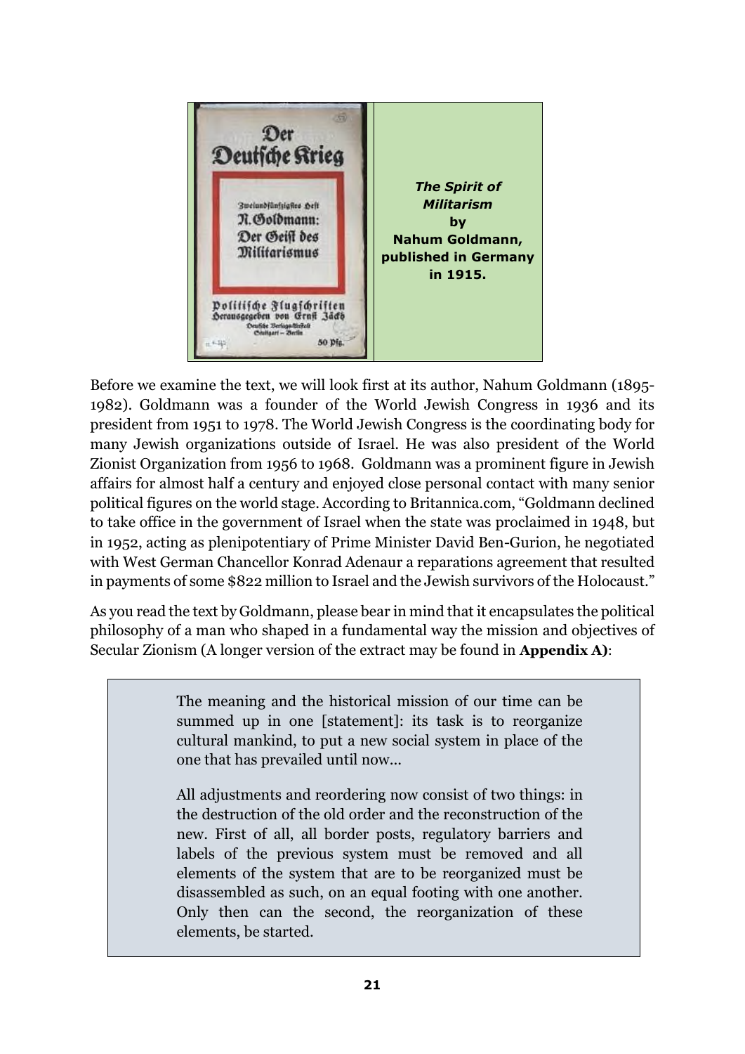*The Spirit of Militarism* **by Nahum Goldmann, published in Germany in 1915.**

Before we examine the text, we will look first at its author, Nahum Goldmann (1895-1982). Goldmann was a founder of the World Jewish Congress in 1936 and its president from 1951 to 1978. The World Jewish Congress is the coordinating body for many Jewish organizations outside of Israel. He was also president of the World Zionist Organization from 1956 to 1968. Goldmann was a prominent figure in Jewish affairs for almost half a century and enjoyed close personal contact with many senior political figures on the world stage. According to Britannica.com, "Goldmann declined to take office in the government of Israel when the state was proclaimed in 1948, but in 1952, acting as plenipotentiary of Prime Minister David Ben-Gurion, he negotiated with West German Chancellor Konrad Adenaur a reparations agreement that resulted in payments of some $822 million to Israel and the Jewish survivors of the Holocaust."

As you read the text by Goldmann, please bear in mind that it encapsulates the political philosophy of a man who shaped in a fundamental way the mission and objectives of Secular Zionism (A longer version of the extract may be found in **Appendix A)**:

> The meaning and the historical mission of our time can be summed up in one [statement]: its task is to reorganize cultural mankind, to put a new social system in place of the one that has prevailed until now...
>
> All adjustments and reordering now consist of two things: in the destruction of the old order and the reconstruction of the new. First of all, all border posts, regulatory barriers and labels of the previous system must be removed and all elements of the system that are to be reorganized must be disassembled as such, on an equal footing with one another. Only then can the second, the reorganization of these elements, be started.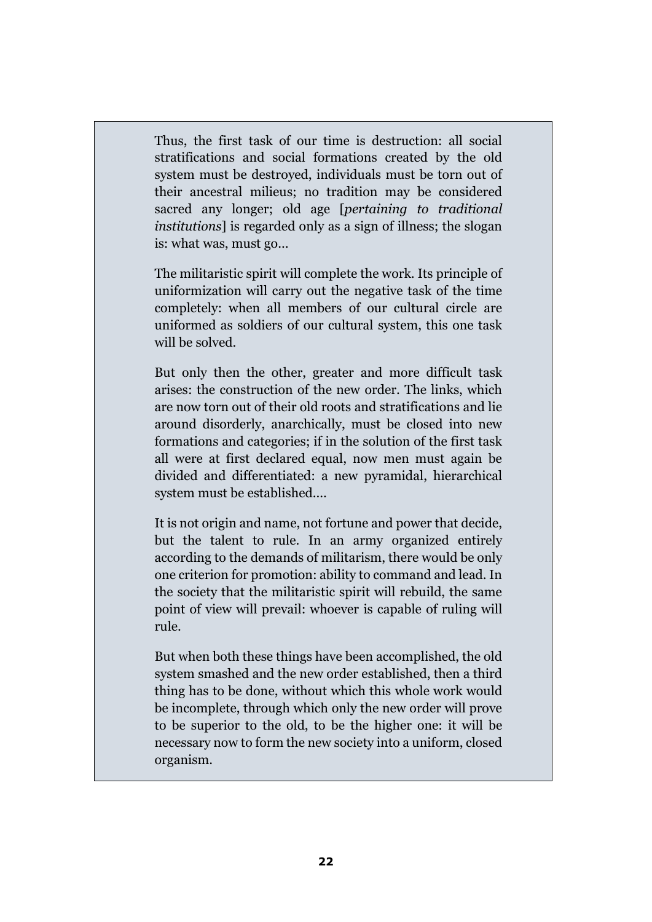Thus, the first task of our time is destruction: all social stratifications and social formations created by the old system must be destroyed, individuals must be torn out of their ancestral milieus; no tradition may be considered sacred any longer; old age [*pertaining to traditional institutions*] is regarded only as a sign of illness; the slogan is: what was, must go...

The militaristic spirit will complete the work. Its principle of uniformization will carry out the negative task of the time completely: when all members of our cultural circle are uniformed as soldiers of our cultural system, this one task will be solved.

But only then the other, greater and more difficult task arises: the construction of the new order. The links, which are now torn out of their old roots and stratifications and lie around disorderly, anarchically, must be closed into new formations and categories; if in the solution of the first task all were at first declared equal, now men must again be divided and differentiated: a new pyramidal, hierarchical system must be established....

It is not origin and name, not fortune and power that decide, but the talent to rule. In an army organized entirely according to the demands of militarism, there would be only one criterion for promotion: ability to command and lead. In the society that the militaristic spirit will rebuild, the same point of view will prevail: whoever is capable of ruling will rule.

But when both these things have been accomplished, the old system smashed and the new order established, then a third thing has to be done, without which this whole work would be incomplete, through which only the new order will prove to be superior to the old, to be the higher one: it will be necessary now to form the new society into a uniform, closed organism.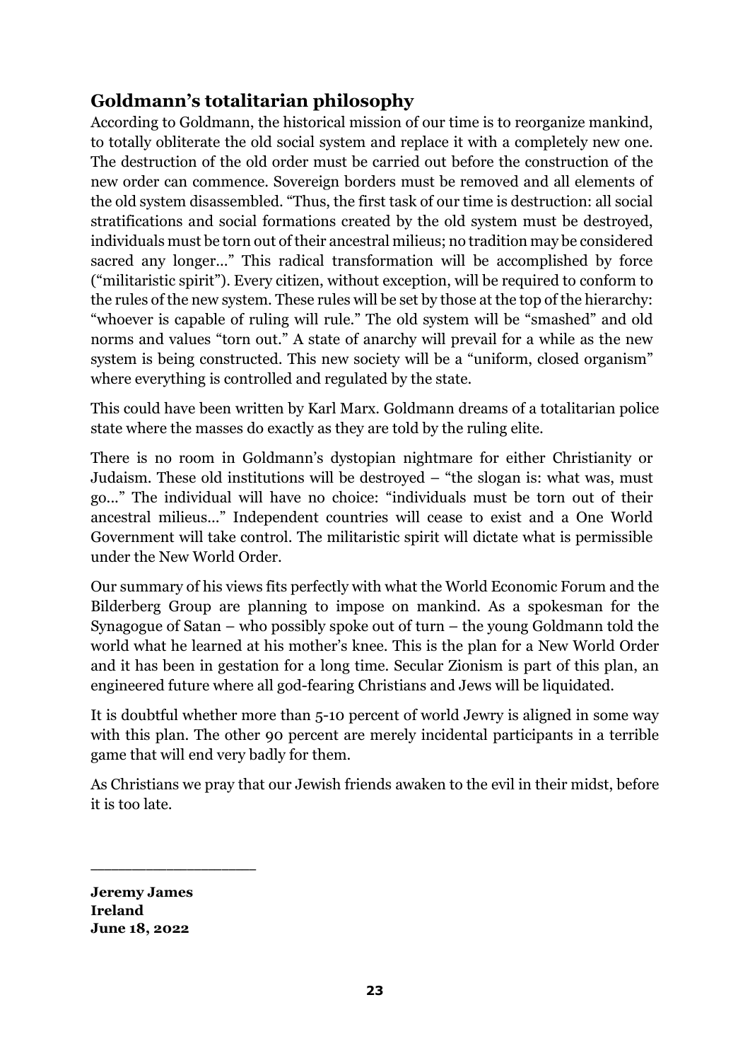## Goldmann's totalitarian philosophy

According to Goldmann, the historical mission of our time is to reorganize mankind, to totally obliterate the old social system and replace it with a completely new one. The destruction of the old order must be carried out before the construction of the new order can commence. Sovereign borders must be removed and all elements of the old system disassembled. "Thus, the first task of our time is destruction: all social stratifications and social formations created by the old system must be destroyed, individuals must be torn out of their ancestral milieus; no tradition may be considered sacred any longer..." This radical transformation will be accomplished by force ("militaristic spirit"). Every citizen, without exception, will be required to conform to the rules of the new system. These rules will be set by those at the top of the hierarchy: "whoever is capable of ruling will rule." The old system will be "smashed" and old norms and values "torn out." A state of anarchy will prevail for a while as the new system is being constructed. This new society will be a "uniform, closed organism" where everything is controlled and regulated by the state.

This could have been written by Karl Marx. Goldmann dreams of a totalitarian police state where the masses do exactly as they are told by the ruling elite.

There is no room in Goldmann's dystopian nightmare for either Christianity or Judaism. These old institutions will be destroyed – "the slogan is: what was, must go..." The individual will have no choice: "individuals must be torn out of their ancestral milieus..." Independent countries will cease to exist and a One World Government will take control. The militaristic spirit will dictate what is permissible under the New World Order.

Our summary of his views fits perfectly with what the World Economic Forum and the Bilderberg Group are planning to impose on mankind. As a spokesman for the Synagogue of Satan – who possibly spoke out of turn – the young Goldmann told the world what he learned at his mother's knee. This is the plan for a New World Order and it has been in gestation for a long time. Secular Zionism is part of this plan, an engineered future where all god-fearing Christians and Jews will be liquidated.

It is doubtful whether more than 5-10 percent of world Jewry is aligned in some way with this plan. The other 90 percent are merely incidental participants in a terrible game that will end very badly for them.

As Christians we pray that our Jewish friends awaken to the evil in their midst, before it is too late.

\_\_\_\_\_\_\_\_\_\_\_\_\_\_\_\_\_\_\_\_

**Jeremy James**
**Ireland**
**June 18, 2022**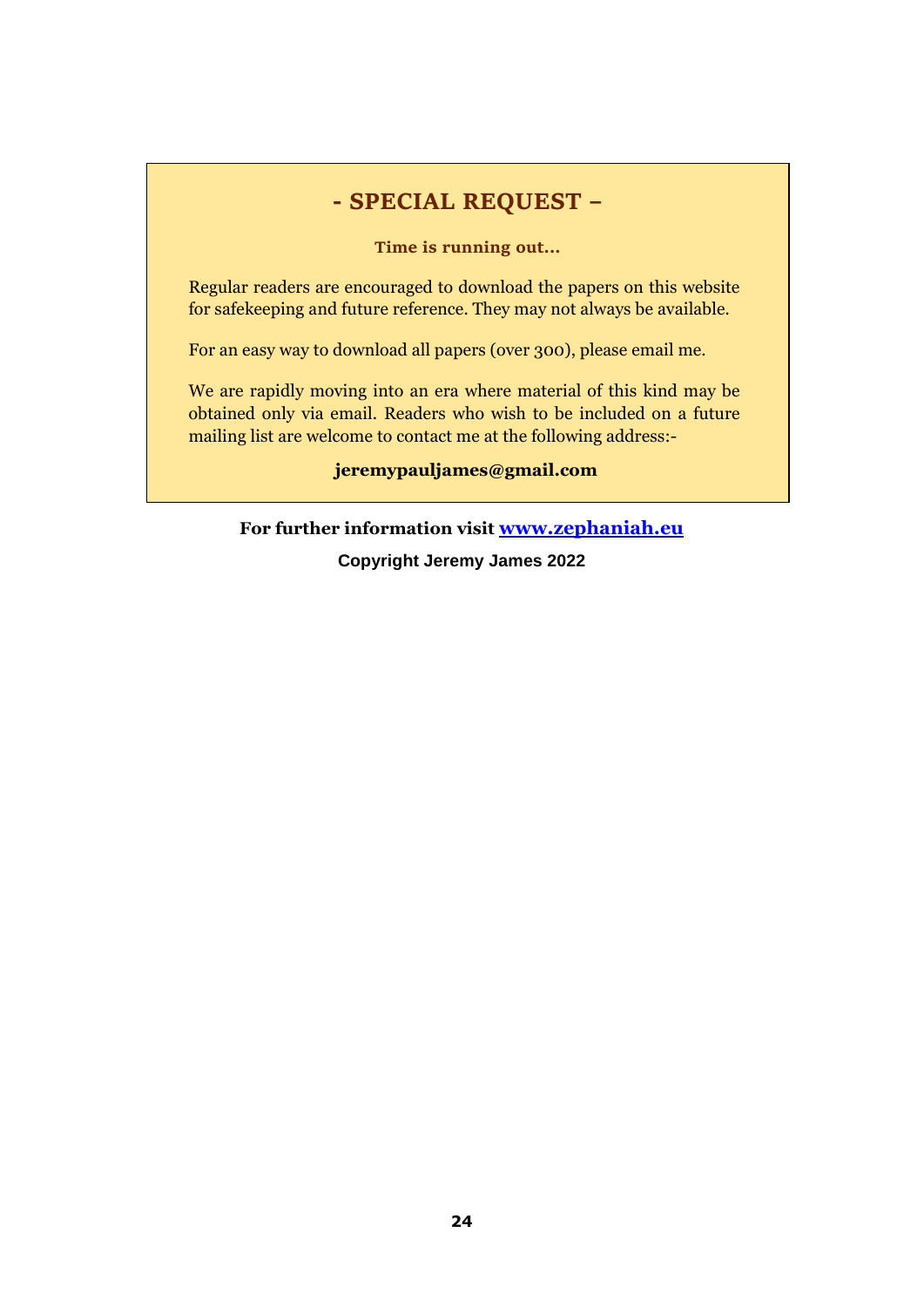## - SPECIAL REQUEST –

**Time is running out…**

Regular readers are encouraged to download the papers on this website for safekeeping and future reference. They may not always be available.

For an easy way to download all papers (over 300), please email me.

We are rapidly moving into an era where material of this kind may be obtained only via email. Readers who wish to be included on a future mailing list are welcome to contact me at the following address:-

**jeremypauljames@gmail.com**

**For further information visit [www.zephaniah.eu](http://www.zephaniah.eu)**

**Copyright Jeremy James 2022**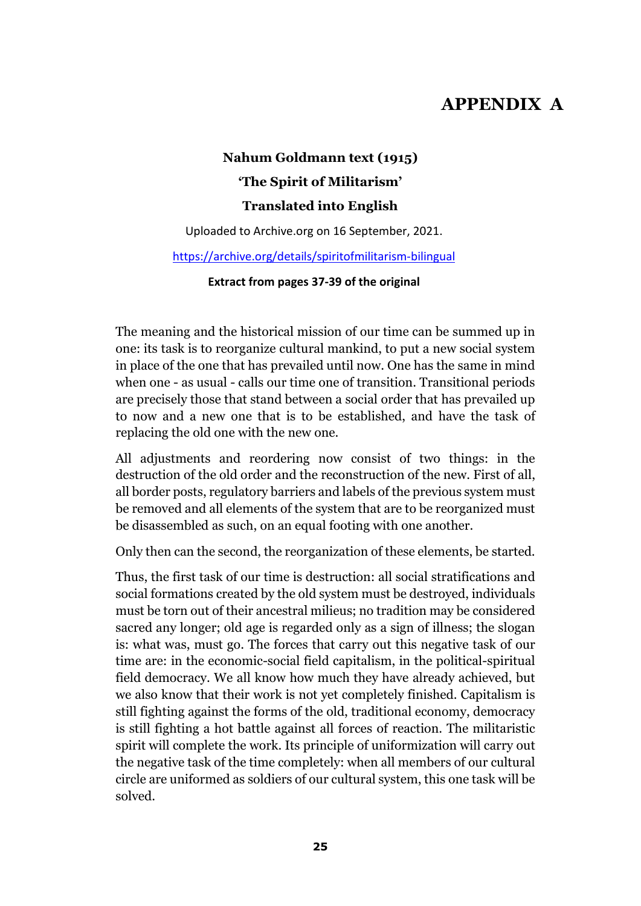# APPENDIX A

**Nahum Goldmann text (1915)**

**'The Spirit of Militarism'**

**Translated into English**

Uploaded to Archive.org on 16 September, 2021.

https://archive.org/details/spiritofmilitarism-bilingual

**Extract from pages 37-39 of the original**

The meaning and the historical mission of our time can be summed up in one: its task is to reorganize cultural mankind, to put a new social system in place of the one that has prevailed until now. One has the same in mind when one - as usual - calls our time one of transition. Transitional periods are precisely those that stand between a social order that has prevailed up to now and a new one that is to be established, and have the task of replacing the old one with the new one.

All adjustments and reordering now consist of two things: in the destruction of the old order and the reconstruction of the new. First of all, all border posts, regulatory barriers and labels of the previous system must be removed and all elements of the system that are to be reorganized must be disassembled as such, on an equal footing with one another.

Only then can the second, the reorganization of these elements, be started.

Thus, the first task of our time is destruction: all social stratifications and social formations created by the old system must be destroyed, individuals must be torn out of their ancestral milieus; no tradition may be considered sacred any longer; old age is regarded only as a sign of illness; the slogan is: what was, must go. The forces that carry out this negative task of our time are: in the economic-social field capitalism, in the political-spiritual field democracy. We all know how much they have already achieved, but we also know that their work is not yet completely finished. Capitalism is still fighting against the forms of the old, traditional economy, democracy is still fighting a hot battle against all forces of reaction. The militaristic spirit will complete the work. Its principle of uniformization will carry out the negative task of the time completely: when all members of our cultural circle are uniformed as soldiers of our cultural system, this one task will be solved.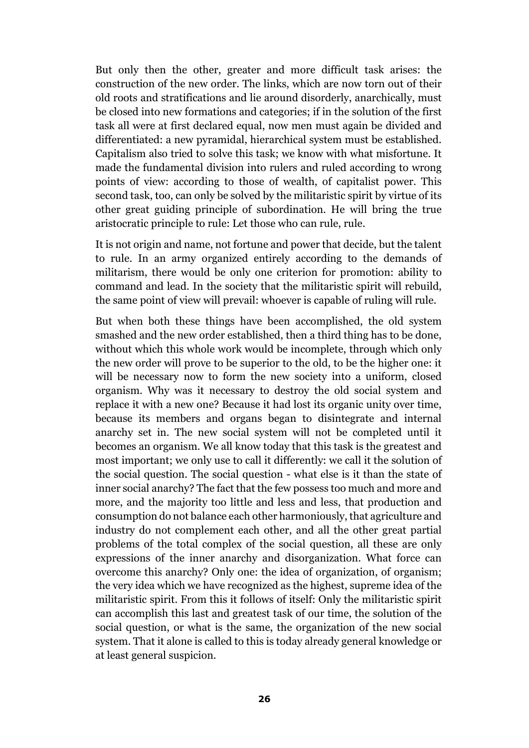But only then the other, greater and more difficult task arises: the construction of the new order. The links, which are now torn out of their old roots and stratifications and lie around disorderly, anarchically, must be closed into new formations and categories; if in the solution of the first task all were at first declared equal, now men must again be divided and differentiated: a new pyramidal, hierarchical system must be established. Capitalism also tried to solve this task; we know with what misfortune. It made the fundamental division into rulers and ruled according to wrong points of view: according to those of wealth, of capitalist power. This second task, too, can only be solved by the militaristic spirit by virtue of its other great guiding principle of subordination. He will bring the true aristocratic principle to rule: Let those who can rule, rule.

It is not origin and name, not fortune and power that decide, but the talent to rule. In an army organized entirely according to the demands of militarism, there would be only one criterion for promotion: ability to command and lead. In the society that the militaristic spirit will rebuild, the same point of view will prevail: whoever is capable of ruling will rule.

But when both these things have been accomplished, the old system smashed and the new order established, then a third thing has to be done, without which this whole work would be incomplete, through which only the new order will prove to be superior to the old, to be the higher one: it will be necessary now to form the new society into a uniform, closed organism. Why was it necessary to destroy the old social system and replace it with a new one? Because it had lost its organic unity over time, because its members and organs began to disintegrate and internal anarchy set in. The new social system will not be completed until it becomes an organism. We all know today that this task is the greatest and most important; we only use to call it differently: we call it the solution of the social question. The social question - what else is it than the state of inner social anarchy? The fact that the few possess too much and more and more, and the majority too little and less and less, that production and consumption do not balance each other harmoniously, that agriculture and industry do not complement each other, and all the other great partial problems of the total complex of the social question, all these are only expressions of the inner anarchy and disorganization. What force can overcome this anarchy? Only one: the idea of organization, of organism; the very idea which we have recognized as the highest, supreme idea of the militaristic spirit. From this it follows of itself: Only the militaristic spirit can accomplish this last and greatest task of our time, the solution of the social question, or what is the same, the organization of the new social system. That it alone is called to this is today already general knowledge or at least general suspicion.